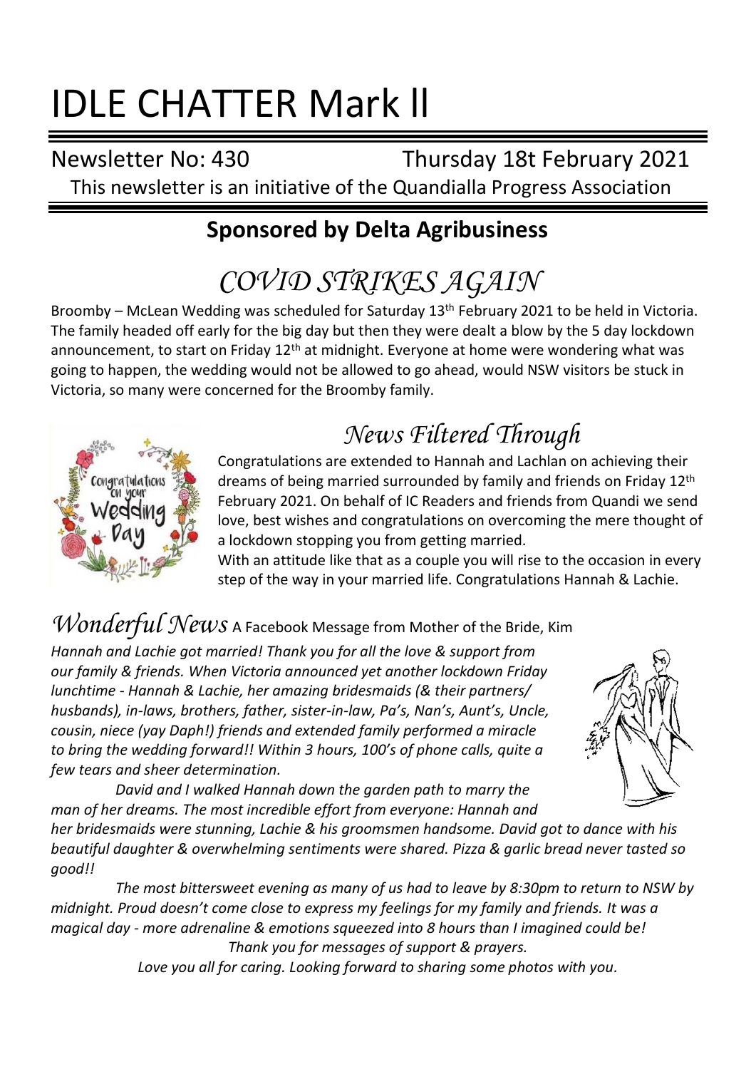# IDLE CHATTER Mark ll

Newsletter No: 430 Thursday 18t February 2021

This newsletter is an initiative of the Quandialla Progress Association

## Sponsored by Delta Agribusiness

# *COVID STRIKES AGAIN*

Broomby – McLean Wedding was scheduled for Saturday 13th February 2021 to be held in Victoria. The family headed off early for the big day but then they were dealt a blow by the 5 day lockdown announcement, to start on Friday 12th at midnight. Everyone at home were wondering what was going to happen, the wedding would not be allowed to go ahead, would NSW visitors be stuck in Victoria, so many were concerned for the Broomby family.

## *News Filtered Through*

Congratulations are extended to Hannah and Lachlan on achieving their dreams of being married surrounded by family and friends on Friday 12th February 2021. On behalf of IC Readers and friends from Quandi we send love, best wishes and congratulations on overcoming the mere thought of a lockdown stopping you from getting married.

With an attitude like that as a couple you will rise to the occasion in every step of the way in your married life. Congratulations Hannah & Lachie.

## *Wonderful News* A Facebook Message from Mother of the Bride, Kim

*Hannah and Lachie got married! Thank you for all the love & support from our family & friends. When Victoria announced yet another lockdown Friday lunchtime - Hannah & Lachie, her amazing bridesmaids (& their partners/ husbands), in-laws, brothers, father, sister-in-law, Pa's, Nan's, Aunt's, Uncle, cousin, niece (yay Daph!) friends and extended family performed a miracle to bring the wedding forward!! Within 3 hours, 100's of phone calls, quite a few tears and sheer determination.*

*David and I walked Hannah down the garden path to marry the man of her dreams. The most incredible effort from everyone: Hannah and her bridesmaids were stunning, Lachie & his groomsmen handsome. David got to dance with his beautiful daughter & overwhelming sentiments were shared. Pizza & garlic bread never tasted so good!!*

*The most bittersweet evening as many of us had to leave by 8:30pm to return to NSW by midnight. Proud doesn't come close to express my feelings for my family and friends. It was a magical day - more adrenaline & emotions squeezed into 8 hours than I imagined could be!*

*Thank you for messages of support & prayers.*

*Love you all for caring. Looking forward to sharing some photos with you.*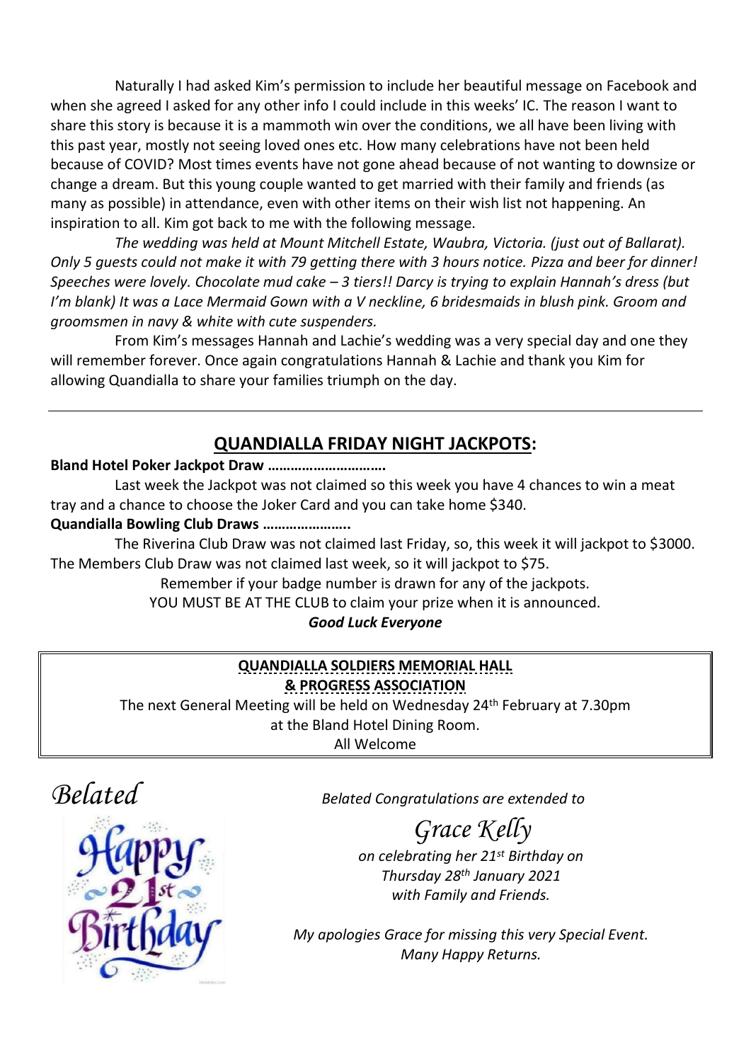Naturally I had asked Kim's permission to include her beautiful message on Facebook and when she agreed I asked for any other info I could include in this weeks' IC. The reason I want to share this story is because it is a mammoth win over the conditions, we all have been living with this past year, mostly not seeing loved ones etc. How many celebrations have not been held because of COVID? Most times events have not gone ahead because of not wanting to downsize or change a dream. But this young couple wanted to get married with their family and friends (as many as possible) in attendance, even with other items on their wish list not happening. An inspiration to all. Kim got back to me with the following message.

*The wedding was held at Mount Mitchell Estate, Waubra, Victoria. (just out of Ballarat). Only 5 guests could not make it with 79 getting there with 3 hours notice. Pizza and beer for dinner! Speeches were lovely. Chocolate mud cake – 3 tiers!! Darcy is trying to explain Hannah's dress (but I'm blank) It was a Lace Mermaid Gown with a V neckline, 6 bridesmaids in blush pink. Groom and groomsmen in navy & white with cute suspenders.*

From Kim's messages Hannah and Lachie's wedding was a very special day and one they will remember forever. Once again congratulations Hannah & Lachie and thank you Kim for allowing Quandialla to share your families triumph on the day.

---

## QUANDIALLA FRIDAY NIGHT JACKPOTS:

**Bland Hotel Poker Jackpot Draw ………………………….**

Last week the Jackpot was not claimed so this week you have 4 chances to win a meat tray and a chance to choose the Joker Card and you can take home $340.

**Quandialla Bowling Club Draws …………………..**

The Riverina Club Draw was not claimed last Friday, so, this week it will jackpot to $3000. The Members Club Draw was not claimed last week, so it will jackpot to $75.

Remember if your badge number is drawn for any of the jackpots.

YOU MUST BE AT THE CLUB to claim your prize when it is announced.

***Good Luck Everyone***

**QUANDIALLA SOLDIERS MEMORIAL HALL**
**& PROGRESS ASSOCIATION**

The next General Meeting will be held on Wednesday 24th February at 7.30pm at the Bland Hotel Dining Room.

All Welcome

*Belated*

Happy 21st Birthday

*Belated Congratulations are extended to*

*Grace Kelly*

*on celebrating her 21st Birthday on Thursday 28th January 2021 with Family and Friends.*

*My apologies Grace for missing this very Special Event. Many Happy Returns.*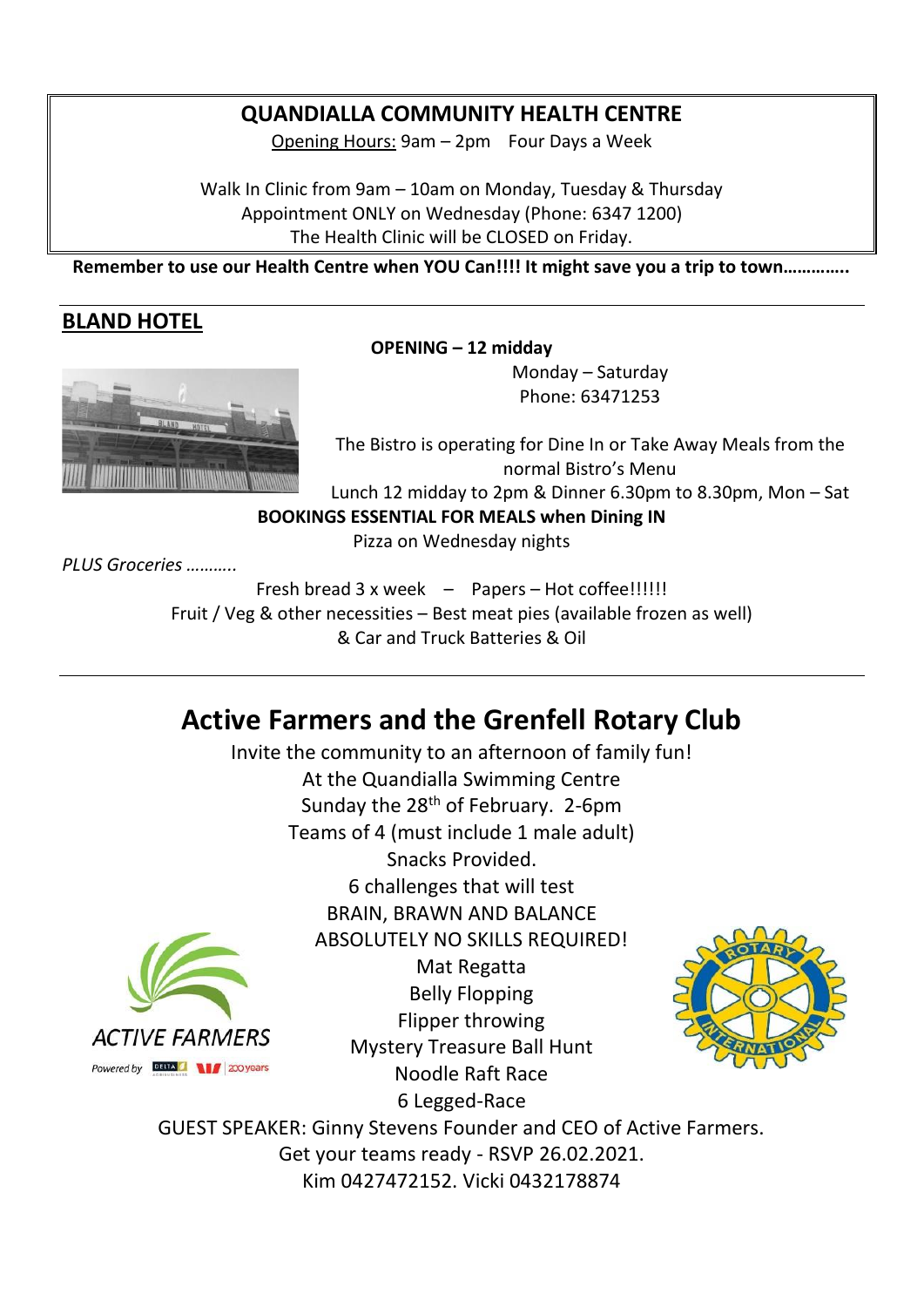## QUANDIALLA COMMUNITY HEALTH CENTRE

Opening Hours: 9am – 2pm Four Days a Week

Walk In Clinic from 9am – 10am on Monday, Tuesday & Thursday
Appointment ONLY on Wednesday (Phone: 6347 1200)
The Health Clinic will be CLOSED on Friday.

**Remember to use our Health Centre when YOU Can!!!! It might save you a trip to town…………..**

## BLAND HOTEL

**OPENING – 12 midday**

Monday – Saturday
Phone: 63471253

The Bistro is operating for Dine In or Take Away Meals from the normal Bistro's Menu
Lunch 12 midday to 2pm & Dinner 6.30pm to 8.30pm, Mon – Sat

**BOOKINGS ESSENTIAL FOR MEALS when Dining IN**

Pizza on Wednesday nights

*PLUS Groceries ………..*

Fresh bread 3 x week – Papers – Hot coffee!!!!!!
Fruit / Veg & other necessities – Best meat pies (available frozen as well)
& Car and Truck Batteries & Oil

# Active Farmers and the Grenfell Rotary Club

Invite the community to an afternoon of family fun!
At the Quandialla Swimming Centre
Sunday the 28th of February. 2-6pm
Teams of 4 (must include 1 male adult)
Snacks Provided.
6 challenges that will test
BRAIN, BRAWN AND BALANCE
ABSOLUTELY NO SKILLS REQUIRED!

Mat Regatta
Belly Flopping
Flipper throwing
Mystery Treasure Ball Hunt
Noodle Raft Race
6 Legged-Race

ACTIVE FARMERS
Powered by DELTA 200 years

GUEST SPEAKER: Ginny Stevens Founder and CEO of Active Farmers.
Get your teams ready - RSVP 26.02.2021.
Kim 0427472152. Vicki 0432178874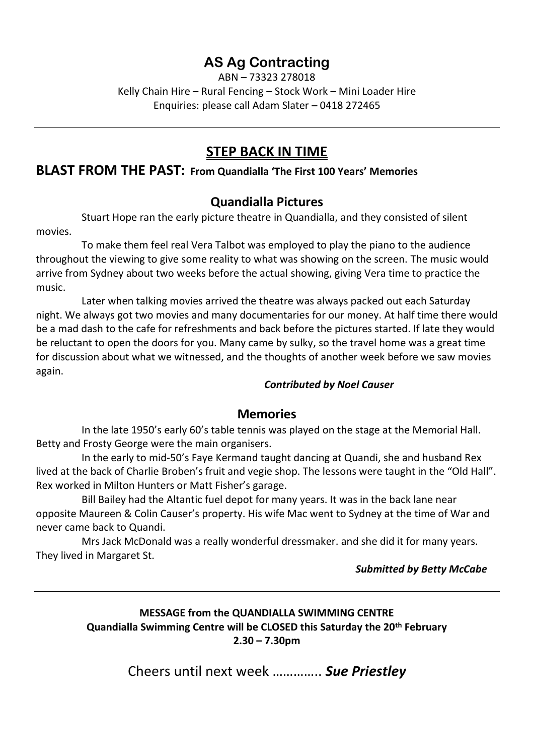## AS Ag Contracting

ABN – 73323 278018

Kelly Chain Hire – Rural Fencing – Stock Work – Mini Loader Hire

Enquiries: please call Adam Slater – 0418 272465

---

# STEP BACK IN TIME

## BLAST FROM THE PAST: From Quandialla 'The First 100 Years' Memories

### Quandialla Pictures

Stuart Hope ran the early picture theatre in Quandialla, and they consisted of silent movies.

To make them feel real Vera Talbot was employed to play the piano to the audience throughout the viewing to give some reality to what was showing on the screen. The music would arrive from Sydney about two weeks before the actual showing, giving Vera time to practice the music.

Later when talking movies arrived the theatre was always packed out each Saturday night. We always got two movies and many documentaries for our money. At half time there would be a mad dash to the cafe for refreshments and back before the pictures started. If late they would be reluctant to open the doors for you. Many came by sulky, so the travel home was a great time for discussion about what we witnessed, and the thoughts of another week before we saw movies again.

***Contributed by Noel Causer***

### Memories

In the late 1950's early 60's table tennis was played on the stage at the Memorial Hall. Betty and Frosty George were the main organisers.

In the early to mid-50's Faye Kermand taught dancing at Quandi, she and husband Rex lived at the back of Charlie Broben's fruit and vegie shop. The lessons were taught in the "Old Hall". Rex worked in Milton Hunters or Matt Fisher's garage.

Bill Bailey had the Altantic fuel depot for many years. It was in the back lane near opposite Maureen & Colin Causer's property. His wife Mac went to Sydney at the time of War and never came back to Quandi.

Mrs Jack McDonald was a really wonderful dressmaker. and she did it for many years. They lived in Margaret St.

***Submitted by Betty McCabe***

---

**MESSAGE from the QUANDIALLA SWIMMING CENTRE**
**Quandialla Swimming Centre will be CLOSED this Saturday the 20th February**
**2.30 – 7.30pm**

Cheers until next week …………. ***Sue Priestley***